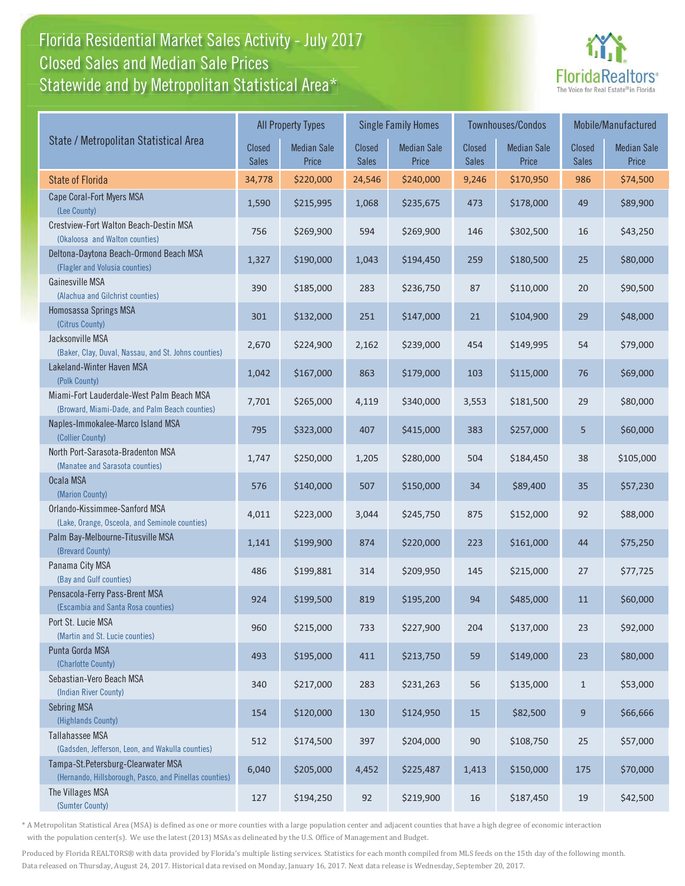# Florida Residential Market Sales Activity - July 2017
## Closed Sales and Median Sale Prices
## Statewide and by Metropolitan Statistical Area*

FloridaRealtors® The Voice for Real Estate® in Florida

| State / Metropolitan Statistical Area | All Property Types | | Single Family Homes | | Townhouses/Condos | | Mobile/Manufactured | |
|---|---|---|---|---|---|---|---|---|
| | Closed Sales | Median Sale Price | Closed Sales | Median Sale Price | Closed Sales | Median Sale Price | Closed Sales | Median Sale Price |
| State of Florida | 34,778 | $220,000 | 24,546 | $240,000 | 9,246 | $170,950 | 986 | $74,500 |
| Cape Coral-Fort Myers MSA (Lee County) | 1,590 | $215,995 | 1,068 | $235,675 | 473 | $178,000 | 49 | $89,900 |
| Crestview-Fort Walton Beach-Destin MSA (Okaloosa and Walton counties) | 756 | $269,900 | 594 | $269,900 | 146 | $302,500 | 16 | $43,250 |
| Deltona-Daytona Beach-Ormond Beach MSA (Flagler and Volusia counties) | 1,327 | $190,000 | 1,043 | $194,450 | 259 | $180,500 | 25 | $80,000 |
| Gainesville MSA (Alachua and Gilchrist counties) | 390 | $185,000 | 283 | $236,750 | 87 | $110,000 | 20 | $90,500 |
| Homosassa Springs MSA (Citrus County) | 301 | $132,000 | 251 | $147,000 | 21 | $104,900 | 29 | $48,000 |
| Jacksonville MSA (Baker, Clay, Duval, Nassau, and St. Johns counties) | 2,670 | $224,900 | 2,162 | $239,000 | 454 | $149,995 | 54 | $79,000 |
| Lakeland-Winter Haven MSA (Polk County) | 1,042 | $167,000 | 863 | $179,000 | 103 | $115,000 | 76 | $69,000 |
| Miami-Fort Lauderdale-West Palm Beach MSA (Broward, Miami-Dade, and Palm Beach counties) | 7,701 | $265,000 | 4,119 | $340,000 | 3,553 | $181,500 | 29 | $80,000 |
| Naples-Immokalee-Marco Island MSA (Collier County) | 795 | $323,000 | 407 | $415,000 | 383 | $257,000 | 5 | $60,000 |
| North Port-Sarasota-Bradenton MSA (Manatee and Sarasota counties) | 1,747 | $250,000 | 1,205 | $280,000 | 504 | $184,450 | 38 | $105,000 |
| Ocala MSA (Marion County) | 576 | $140,000 | 507 | $150,000 | 34 | $89,400 | 35 | $57,230 |
| Orlando-Kissimmee-Sanford MSA (Lake, Orange, Osceola, and Seminole counties) | 4,011 | $223,000 | 3,044 | $245,750 | 875 | $152,000 | 92 | $88,000 |
| Palm Bay-Melbourne-Titusville MSA (Brevard County) | 1,141 | $199,900 | 874 | $220,000 | 223 | $161,000 | 44 | $75,250 |
| Panama City MSA (Bay and Gulf counties) | 486 | $199,881 | 314 | $209,950 | 145 | $215,000 | 27 | $77,725 |
| Pensacola-Ferry Pass-Brent MSA (Escambia and Santa Rosa counties) | 924 | $199,500 | 819 | $195,200 | 94 | $485,000 | 11 | $60,000 |
| Port St. Lucie MSA (Martin and St. Lucie counties) | 960 | $215,000 | 733 | $227,900 | 204 | $137,000 | 23 | $92,000 |
| Punta Gorda MSA (Charlotte County) | 493 | $195,000 | 411 | $213,750 | 59 | $149,000 | 23 | $80,000 |
| Sebastian-Vero Beach MSA (Indian River County) | 340 | $217,000 | 283 | $231,263 | 56 | $135,000 | 1 | $53,000 |
| Sebring MSA (Highlands County) | 154 | $120,000 | 130 | $124,950 | 15 | $82,500 | 9 | $66,666 |
| Tallahassee MSA (Gadsden, Jefferson, Leon, and Wakulla counties) | 512 | $174,500 | 397 | $204,000 | 90 | $108,750 | 25 | $57,000 |
| Tampa-St.Petersburg-Clearwater MSA (Hernando, Hillsborough, Pasco, and Pinellas counties) | 6,040 | $205,000 | 4,452 | $225,487 | 1,413 | $150,000 | 175 | $70,000 |
| The Villages MSA (Sumter County) | 127 | $194,250 | 92 | $219,900 | 16 | $187,450 | 19 | $42,500 |

* A Metropolitan Statistical Area (MSA) is defined as one or more counties with a large population center and adjacent counties that have a high degree of economic interaction with the population center(s). We use the latest (2013) MSAs as delineated by the U.S. Office of Management and Budget.

Produced by Florida REALTORS® with data provided by Florida's multiple listing services. Statistics for each month compiled from MLS feeds on the 15th day of the following month. Data released on Thursday, August 24, 2017. Historical data revised on Monday, January 16, 2017. Next data release is Wednesday, September 20, 2017.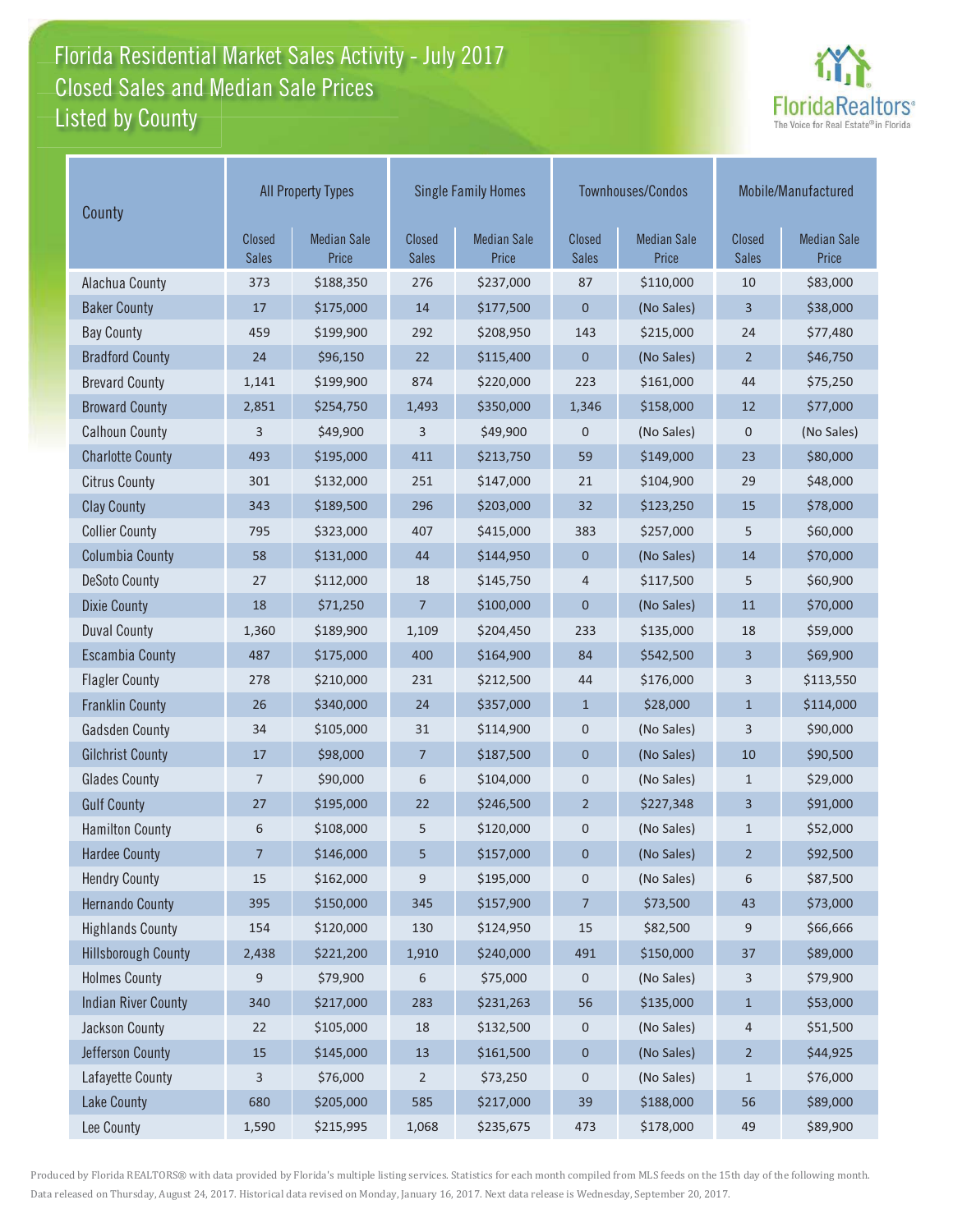# Florida Residential Market Sales Activity - July 2017
## Closed Sales and Median Sale Prices
## Listed by County

| County | All Property Types | | Single Family Homes | | Townhouses/Condos | | Mobile/Manufactured | |
|---|---|---|---|---|---|---|---|---|
| | Closed Sales | Median Sale Price | Closed Sales | Median Sale Price | Closed Sales | Median Sale Price | Closed Sales | Median Sale Price |
| Alachua County | 373 | $188,350 | 276 | $237,000 | 87 | $110,000 | 10 | $83,000 |
| Baker County | 17 | $175,000 | 14 | $177,500 | 0 | (No Sales) | 3 | $38,000 |
| Bay County | 459 | $199,900 | 292 | $208,950 | 143 | $215,000 | 24 | $77,480 |
| Bradford County | 24 | $96,150 | 22 | $115,400 | 0 | (No Sales) | 2 | $46,750 |
| Brevard County | 1,141 | $199,900 | 874 | $220,000 | 223 | $161,000 | 44 | $75,250 |
| Broward County | 2,851 | $254,750 | 1,493 | $350,000 | 1,346 | $158,000 | 12 | $77,000 |
| Calhoun County | 3 | $49,900 | 3 | $49,900 | 0 | (No Sales) | 0 | (No Sales) |
| Charlotte County | 493 | $195,000 | 411 | $213,750 | 59 | $149,000 | 23 | $80,000 |
| Citrus County | 301 | $132,000 | 251 | $147,000 | 21 | $104,900 | 29 | $48,000 |
| Clay County | 343 | $189,500 | 296 | $203,000 | 32 | $123,250 | 15 | $78,000 |
| Collier County | 795 | $323,000 | 407 | $415,000 | 383 | $257,000 | 5 | $60,000 |
| Columbia County | 58 | $131,000 | 44 | $144,950 | 0 | (No Sales) | 14 | $70,000 |
| DeSoto County | 27 | $112,000 | 18 | $145,750 | 4 | $117,500 | 5 | $60,900 |
| Dixie County | 18 | $71,250 | 7 | $100,000 | 0 | (No Sales) | 11 | $70,000 |
| Duval County | 1,360 | $189,900 | 1,109 | $204,450 | 233 | $135,000 | 18 | $59,000 |
| Escambia County | 487 | $175,000 | 400 | $164,900 | 84 | $542,500 | 3 | $69,900 |
| Flagler County | 278 | $210,000 | 231 | $212,500 | 44 | $176,000 | 3 | $113,550 |
| Franklin County | 26 | $340,000 | 24 | $357,000 | 1 | $28,000 | 1 | $114,000 |
| Gadsden County | 34 | $105,000 | 31 | $114,900 | 0 | (No Sales) | 3 | $90,000 |
| Gilchrist County | 17 | $98,000 | 7 | $187,500 | 0 | (No Sales) | 10 | $90,500 |
| Glades County | 7 | $90,000 | 6 | $104,000 | 0 | (No Sales) | 1 | $29,000 |
| Gulf County | 27 | $195,000 | 22 | $246,500 | 2 | $227,348 | 3 | $91,000 |
| Hamilton County | 6 | $108,000 | 5 | $120,000 | 0 | (No Sales) | 1 | $52,000 |
| Hardee County | 7 | $146,000 | 5 | $157,000 | 0 | (No Sales) | 2 | $92,500 |
| Hendry County | 15 | $162,000 | 9 | $195,000 | 0 | (No Sales) | 6 | $87,500 |
| Hernando County | 395 | $150,000 | 345 | $157,900 | 7 | $73,500 | 43 | $73,000 |
| Highlands County | 154 | $120,000 | 130 | $124,950 | 15 | $82,500 | 9 | $66,666 |
| Hillsborough County | 2,438 | $221,200 | 1,910 | $240,000 | 491 | $150,000 | 37 | $89,000 |
| Holmes County | 9 | $79,900 | 6 | $75,000 | 0 | (No Sales) | 3 | $79,900 |
| Indian River County | 340 | $217,000 | 283 | $231,263 | 56 | $135,000 | 1 | $53,000 |
| Jackson County | 22 | $105,000 | 18 | $132,500 | 0 | (No Sales) | 4 | $51,500 |
| Jefferson County | 15 | $145,000 | 13 | $161,500 | 0 | (No Sales) | 2 | $44,925 |
| Lafayette County | 3 | $76,000 | 2 | $73,250 | 0 | (No Sales) | 1 | $76,000 |
| Lake County | 680 | $205,000 | 585 | $217,000 | 39 | $188,000 | 56 | $89,000 |
| Lee County | 1,590 | $215,995 | 1,068 | $235,675 | 473 | $178,000 | 49 | $89,900 |

Produced by Florida REALTORS® with data provided by Florida's multiple listing services. Statistics for each month compiled from MLS feeds on the 15th day of the following month. Data released on Thursday, August 24, 2017. Historical data revised on Monday, January 16, 2017. Next data release is Wednesday, September 20, 2017.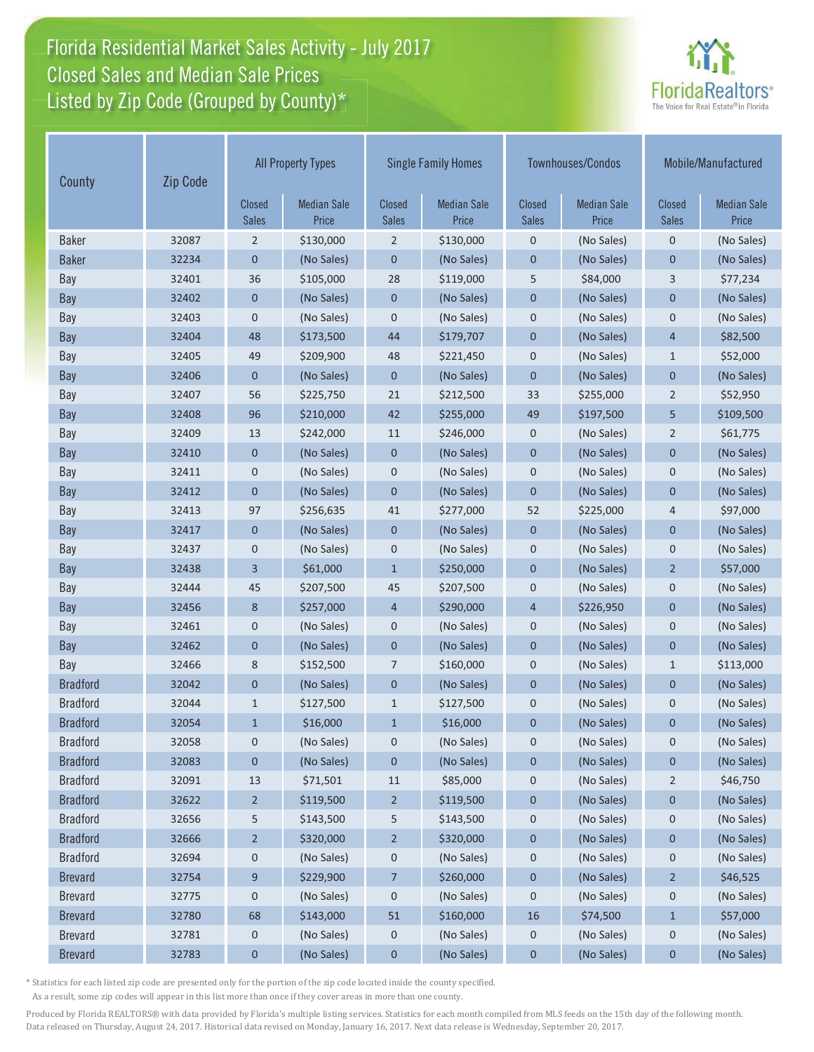# Florida Residential Market Sales Activity - July 2017
## Closed Sales and Median Sale Prices
## Listed by Zip Code (Grouped by County)*

| County | Zip Code | All Property Types | | Single Family Homes | | Townhouses/Condos | | Mobile/Manufactured | |
|---|---|---|---|---|---|---|---|---|---|
| | | Closed Sales | Median Sale Price | Closed Sales | Median Sale Price | Closed Sales | Median Sale Price | Closed Sales | Median Sale Price |
| Baker | 32087 | 2 | $130,000 | 2 | $130,000 | 0 | (No Sales) | 0 | (No Sales) |
| Baker | 32234 | 0 | (No Sales) | 0 | (No Sales) | 0 | (No Sales) | 0 | (No Sales) |
| Bay | 32401 | 36 | $105,000 | 28 | $119,000 | 5 | $84,000 | 3 | $77,234 |
| Bay | 32402 | 0 | (No Sales) | 0 | (No Sales) | 0 | (No Sales) | 0 | (No Sales) |
| Bay | 32403 | 0 | (No Sales) | 0 | (No Sales) | 0 | (No Sales) | 0 | (No Sales) |
| Bay | 32404 | 48 | $173,500 | 44 | $179,707 | 0 | (No Sales) | 4 | $82,500 |
| Bay | 32405 | 49 | $209,900 | 48 | $221,450 | 0 | (No Sales) | 1 | $52,000 |
| Bay | 32406 | 0 | (No Sales) | 0 | (No Sales) | 0 | (No Sales) | 0 | (No Sales) |
| Bay | 32407 | 56 | $225,750 | 21 | $212,500 | 33 | $255,000 | 2 | $52,950 |
| Bay | 32408 | 96 | $210,000 | 42 | $255,000 | 49 | $197,500 | 5 | $109,500 |
| Bay | 32409 | 13 | $242,000 | 11 | $246,000 | 0 | (No Sales) | 2 | $61,775 |
| Bay | 32410 | 0 | (No Sales) | 0 | (No Sales) | 0 | (No Sales) | 0 | (No Sales) |
| Bay | 32411 | 0 | (No Sales) | 0 | (No Sales) | 0 | (No Sales) | 0 | (No Sales) |
| Bay | 32412 | 0 | (No Sales) | 0 | (No Sales) | 0 | (No Sales) | 0 | (No Sales) |
| Bay | 32413 | 97 | $256,635 | 41 | $277,000 | 52 | $225,000 | 4 | $97,000 |
| Bay | 32417 | 0 | (No Sales) | 0 | (No Sales) | 0 | (No Sales) | 0 | (No Sales) |
| Bay | 32437 | 0 | (No Sales) | 0 | (No Sales) | 0 | (No Sales) | 0 | (No Sales) |
| Bay | 32438 | 3 | $61,000 | 1 | $250,000 | 0 | (No Sales) | 2 | $57,000 |
| Bay | 32444 | 45 | $207,500 | 45 | $207,500 | 0 | (No Sales) | 0 | (No Sales) |
| Bay | 32456 | 8 | $257,000 | 4 | $290,000 | 4 | $226,950 | 0 | (No Sales) |
| Bay | 32461 | 0 | (No Sales) | 0 | (No Sales) | 0 | (No Sales) | 0 | (No Sales) |
| Bay | 32462 | 0 | (No Sales) | 0 | (No Sales) | 0 | (No Sales) | 0 | (No Sales) |
| Bay | 32466 | 8 | $152,500 | 7 | $160,000 | 0 | (No Sales) | 1 | $113,000 |
| Bradford | 32042 | 0 | (No Sales) | 0 | (No Sales) | 0 | (No Sales) | 0 | (No Sales) |
| Bradford | 32044 | 1 | $127,500 | 1 | $127,500 | 0 | (No Sales) | 0 | (No Sales) |
| Bradford | 32054 | 1 | $16,000 | 1 | $16,000 | 0 | (No Sales) | 0 | (No Sales) |
| Bradford | 32058 | 0 | (No Sales) | 0 | (No Sales) | 0 | (No Sales) | 0 | (No Sales) |
| Bradford | 32083 | 0 | (No Sales) | 0 | (No Sales) | 0 | (No Sales) | 0 | (No Sales) |
| Bradford | 32091 | 13 | $71,501 | 11 | $85,000 | 0 | (No Sales) | 2 | $46,750 |
| Bradford | 32622 | 2 | $119,500 | 2 | $119,500 | 0 | (No Sales) | 0 | (No Sales) |
| Bradford | 32656 | 5 | $143,500 | 5 | $143,500 | 0 | (No Sales) | 0 | (No Sales) |
| Bradford | 32666 | 2 | $320,000 | 2 | $320,000 | 0 | (No Sales) | 0 | (No Sales) |
| Bradford | 32694 | 0 | (No Sales) | 0 | (No Sales) | 0 | (No Sales) | 0 | (No Sales) |
| Brevard | 32754 | 9 | $229,900 | 7 | $260,000 | 0 | (No Sales) | 2 | $46,525 |
| Brevard | 32775 | 0 | (No Sales) | 0 | (No Sales) | 0 | (No Sales) | 0 | (No Sales) |
| Brevard | 32780 | 68 | $143,000 | 51 | $160,000 | 16 | $74,500 | 1 | $57,000 |
| Brevard | 32781 | 0 | (No Sales) | 0 | (No Sales) | 0 | (No Sales) | 0 | (No Sales) |
| Brevard | 32783 | 0 | (No Sales) | 0 | (No Sales) | 0 | (No Sales) | 0 | (No Sales) |

* Statistics for each listed zip code are presented only for the portion of the zip code located inside the county specified. As a result, some zip codes will appear in this list more than once if they cover areas in more than one county.

Produced by Florida REALTORS® with data provided by Florida's multiple listing services. Statistics for each month compiled from MLS feeds on the 15th day of the following month. Data released on Thursday, August 24, 2017. Historical data revised on Monday, January 16, 2017. Next data release is Wednesday, September 20, 2017.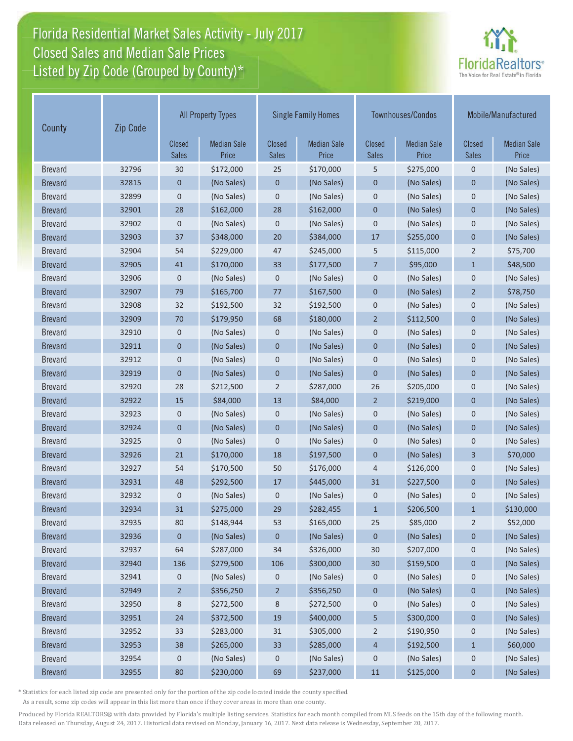# Florida Residential Market Sales Activity - July 2017
## Closed Sales and Median Sale Prices
## Listed by Zip Code (Grouped by County)*

| County | Zip Code | All Property Types | | Single Family Homes | | Townhouses/Condos | | Mobile/Manufactured | |
|---|---|---|---|---|---|---|---|---|---|
| | | Closed Sales | Median Sale Price | Closed Sales | Median Sale Price | Closed Sales | Median Sale Price | Closed Sales | Median Sale Price |
| Brevard | 32796 | 30 | $172,000 | 25 | $170,000 | 5 | $275,000 | 0 | (No Sales) |
| Brevard | 32815 | 0 | (No Sales) | 0 | (No Sales) | 0 | (No Sales) | 0 | (No Sales) |
| Brevard | 32899 | 0 | (No Sales) | 0 | (No Sales) | 0 | (No Sales) | 0 | (No Sales) |
| Brevard | 32901 | 28 | $162,000 | 28 | $162,000 | 0 | (No Sales) | 0 | (No Sales) |
| Brevard | 32902 | 0 | (No Sales) | 0 | (No Sales) | 0 | (No Sales) | 0 | (No Sales) |
| Brevard | 32903 | 37 | $348,000 | 20 | $384,000 | 17 | $255,000 | 0 | (No Sales) |
| Brevard | 32904 | 54 | $229,000 | 47 | $245,000 | 5 | $115,000 | 2 | $75,700 |
| Brevard | 32905 | 41 | $170,000 | 33 | $177,500 | 7 | $95,000 | 1 | $48,500 |
| Brevard | 32906 | 0 | (No Sales) | 0 | (No Sales) | 0 | (No Sales) | 0 | (No Sales) |
| Brevard | 32907 | 79 | $165,700 | 77 | $167,500 | 0 | (No Sales) | 2 | $78,750 |
| Brevard | 32908 | 32 | $192,500 | 32 | $192,500 | 0 | (No Sales) | 0 | (No Sales) |
| Brevard | 32909 | 70 | $179,950 | 68 | $180,000 | 2 | $112,500 | 0 | (No Sales) |
| Brevard | 32910 | 0 | (No Sales) | 0 | (No Sales) | 0 | (No Sales) | 0 | (No Sales) |
| Brevard | 32911 | 0 | (No Sales) | 0 | (No Sales) | 0 | (No Sales) | 0 | (No Sales) |
| Brevard | 32912 | 0 | (No Sales) | 0 | (No Sales) | 0 | (No Sales) | 0 | (No Sales) |
| Brevard | 32919 | 0 | (No Sales) | 0 | (No Sales) | 0 | (No Sales) | 0 | (No Sales) |
| Brevard | 32920 | 28 | $212,500 | 2 | $287,000 | 26 | $205,000 | 0 | (No Sales) |
| Brevard | 32922 | 15 | $84,000 | 13 | $84,000 | 2 | $219,000 | 0 | (No Sales) |
| Brevard | 32923 | 0 | (No Sales) | 0 | (No Sales) | 0 | (No Sales) | 0 | (No Sales) |
| Brevard | 32924 | 0 | (No Sales) | 0 | (No Sales) | 0 | (No Sales) | 0 | (No Sales) |
| Brevard | 32925 | 0 | (No Sales) | 0 | (No Sales) | 0 | (No Sales) | 0 | (No Sales) |
| Brevard | 32926 | 21 | $170,000 | 18 | $197,500 | 0 | (No Sales) | 3 | $70,000 |
| Brevard | 32927 | 54 | $170,500 | 50 | $176,000 | 4 | $126,000 | 0 | (No Sales) |
| Brevard | 32931 | 48 | $292,500 | 17 | $445,000 | 31 | $227,500 | 0 | (No Sales) |
| Brevard | 32932 | 0 | (No Sales) | 0 | (No Sales) | 0 | (No Sales) | 0 | (No Sales) |
| Brevard | 32934 | 31 | $275,000 | 29 | $282,455 | 1 | $206,500 | 1 | $130,000 |
| Brevard | 32935 | 80 | $148,944 | 53 | $165,000 | 25 | $85,000 | 2 | $52,000 |
| Brevard | 32936 | 0 | (No Sales) | 0 | (No Sales) | 0 | (No Sales) | 0 | (No Sales) |
| Brevard | 32937 | 64 | $287,000 | 34 | $326,000 | 30 | $207,000 | 0 | (No Sales) |
| Brevard | 32940 | 136 | $279,500 | 106 | $300,000 | 30 | $159,500 | 0 | (No Sales) |
| Brevard | 32941 | 0 | (No Sales) | 0 | (No Sales) | 0 | (No Sales) | 0 | (No Sales) |
| Brevard | 32949 | 2 | $356,250 | 2 | $356,250 | 0 | (No Sales) | 0 | (No Sales) |
| Brevard | 32950 | 8 | $272,500 | 8 | $272,500 | 0 | (No Sales) | 0 | (No Sales) |
| Brevard | 32951 | 24 | $372,500 | 19 | $400,000 | 5 | $300,000 | 0 | (No Sales) |
| Brevard | 32952 | 33 | $283,000 | 31 | $305,000 | 2 | $190,950 | 0 | (No Sales) |
| Brevard | 32953 | 38 | $265,000 | 33 | $285,000 | 4 | $192,500 | 1 | $60,000 |
| Brevard | 32954 | 0 | (No Sales) | 0 | (No Sales) | 0 | (No Sales) | 0 | (No Sales) |
| Brevard | 32955 | 80 | $230,000 | 69 | $237,000 | 11 | $125,000 | 0 | (No Sales) |

* Statistics for each listed zip code are presented only for the portion of the zip code located inside the county specified. As a result, some zip codes will appear in this list more than once if they cover areas in more than one county.

Produced by Florida REALTORS® with data provided by Florida's multiple listing services. Statistics for each month compiled from MLS feeds on the 15th day of the following month. Data released on Thursday, August 24, 2017. Historical data revised on Monday, January 16, 2017. Next data release is Wednesday, September 20, 2017.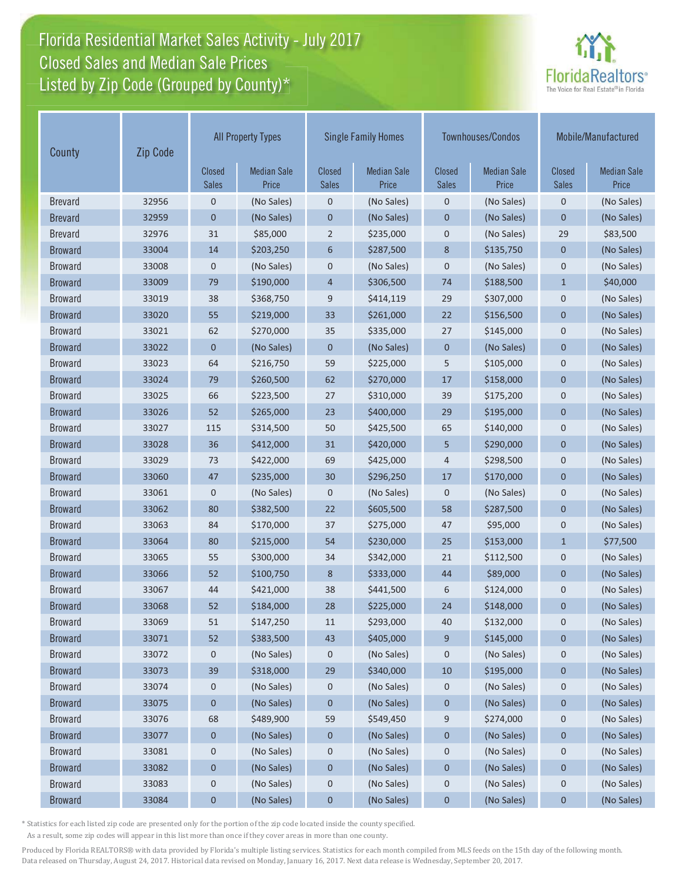# Florida Residential Market Sales Activity - July 2017
## Closed Sales and Median Sale Prices
## Listed by Zip Code (Grouped by County)*

FloridaRealtors®
The Voice for Real Estate® in Florida

| County | Zip Code | All Property Types | | Single Family Homes | | Townhouses/Condos | | Mobile/Manufactured | |
|---|---|---|---|---|---|---|---|---|---|
| | | Closed Sales | Median Sale Price | Closed Sales | Median Sale Price | Closed Sales | Median Sale Price | Closed Sales | Median Sale Price |
| Brevard | 32956 | 0 | (No Sales) | 0 | (No Sales) | 0 | (No Sales) | 0 | (No Sales) |
| Brevard | 32959 | 0 | (No Sales) | 0 | (No Sales) | 0 | (No Sales) | 0 | (No Sales) |
| Brevard | 32976 | 31 | $85,000 | 2 | $235,000 | 0 | (No Sales) | 29 | $83,500 |
| Broward | 33004 | 14 | $203,250 | 6 | $287,500 | 8 | $135,750 | 0 | (No Sales) |
| Broward | 33008 | 0 | (No Sales) | 0 | (No Sales) | 0 | (No Sales) | 0 | (No Sales) |
| Broward | 33009 | 79 | $190,000 | 4 | $306,500 | 74 | $188,500 | 1 | $40,000 |
| Broward | 33019 | 38 | $368,750 | 9 | $414,119 | 29 | $307,000 | 0 | (No Sales) |
| Broward | 33020 | 55 | $219,000 | 33 | $261,000 | 22 | $156,500 | 0 | (No Sales) |
| Broward | 33021 | 62 | $270,000 | 35 | $335,000 | 27 | $145,000 | 0 | (No Sales) |
| Broward | 33022 | 0 | (No Sales) | 0 | (No Sales) | 0 | (No Sales) | 0 | (No Sales) |
| Broward | 33023 | 64 | $216,750 | 59 | $225,000 | 5 | $105,000 | 0 | (No Sales) |
| Broward | 33024 | 79 | $260,500 | 62 | $270,000 | 17 | $158,000 | 0 | (No Sales) |
| Broward | 33025 | 66 | $223,500 | 27 | $310,000 | 39 | $175,200 | 0 | (No Sales) |
| Broward | 33026 | 52 | $265,000 | 23 | $400,000 | 29 | $195,000 | 0 | (No Sales) |
| Broward | 33027 | 115 | $314,500 | 50 | $425,500 | 65 | $140,000 | 0 | (No Sales) |
| Broward | 33028 | 36 | $412,000 | 31 | $420,000 | 5 | $290,000 | 0 | (No Sales) |
| Broward | 33029 | 73 | $422,000 | 69 | $425,000 | 4 | $298,500 | 0 | (No Sales) |
| Broward | 33060 | 47 | $235,000 | 30 | $296,250 | 17 | $170,000 | 0 | (No Sales) |
| Broward | 33061 | 0 | (No Sales) | 0 | (No Sales) | 0 | (No Sales) | 0 | (No Sales) |
| Broward | 33062 | 80 | $382,500 | 22 | $605,500 | 58 | $287,500 | 0 | (No Sales) |
| Broward | 33063 | 84 | $170,000 | 37 | $275,000 | 47 | $95,000 | 0 | (No Sales) |
| Broward | 33064 | 80 | $215,000 | 54 | $230,000 | 25 | $153,000 | 1 | $77,500 |
| Broward | 33065 | 55 | $300,000 | 34 | $342,000 | 21 | $112,500 | 0 | (No Sales) |
| Broward | 33066 | 52 | $100,750 | 8 | $333,000 | 44 | $89,000 | 0 | (No Sales) |
| Broward | 33067 | 44 | $421,000 | 38 | $441,500 | 6 | $124,000 | 0 | (No Sales) |
| Broward | 33068 | 52 | $184,000 | 28 | $225,000 | 24 | $148,000 | 0 | (No Sales) |
| Broward | 33069 | 51 | $147,250 | 11 | $293,000 | 40 | $132,000 | 0 | (No Sales) |
| Broward | 33071 | 52 | $383,500 | 43 | $405,000 | 9 | $145,000 | 0 | (No Sales) |
| Broward | 33072 | 0 | (No Sales) | 0 | (No Sales) | 0 | (No Sales) | 0 | (No Sales) |
| Broward | 33073 | 39 | $318,000 | 29 | $340,000 | 10 | $195,000 | 0 | (No Sales) |
| Broward | 33074 | 0 | (No Sales) | 0 | (No Sales) | 0 | (No Sales) | 0 | (No Sales) |
| Broward | 33075 | 0 | (No Sales) | 0 | (No Sales) | 0 | (No Sales) | 0 | (No Sales) |
| Broward | 33076 | 68 | $489,900 | 59 | $549,450 | 9 | $274,000 | 0 | (No Sales) |
| Broward | 33077 | 0 | (No Sales) | 0 | (No Sales) | 0 | (No Sales) | 0 | (No Sales) |
| Broward | 33081 | 0 | (No Sales) | 0 | (No Sales) | 0 | (No Sales) | 0 | (No Sales) |
| Broward | 33082 | 0 | (No Sales) | 0 | (No Sales) | 0 | (No Sales) | 0 | (No Sales) |
| Broward | 33083 | 0 | (No Sales) | 0 | (No Sales) | 0 | (No Sales) | 0 | (No Sales) |
| Broward | 33084 | 0 | (No Sales) | 0 | (No Sales) | 0 | (No Sales) | 0 | (No Sales) |

\* Statistics for each listed zip code are presented only for the portion of the zip code located inside the county specified. As a result, some zip codes will appear in this list more than once if they cover areas in more than one county.

Produced by Florida REALTORS® with data provided by Florida's multiple listing services. Statistics for each month compiled from MLS feeds on the 15th day of the following month. Data released on Thursday, August 24, 2017. Historical data revised on Monday, January 16, 2017. Next data release is Wednesday, September 20, 2017.